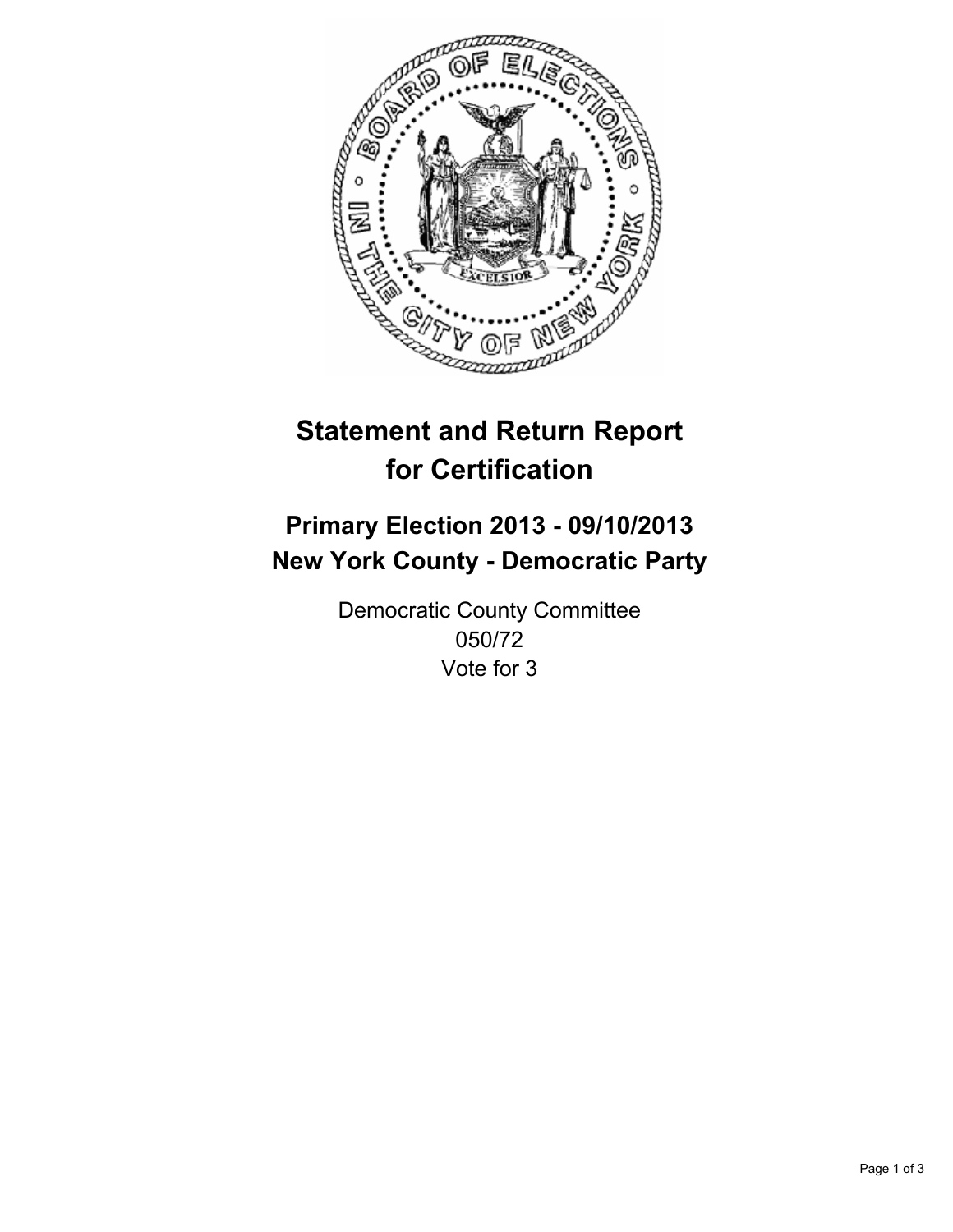# Statement and Return Report for Certification

## Primary Election 2013 - 09/10/2013
## New York County - Democratic Party

Democratic County Committee
050/72
Vote for 3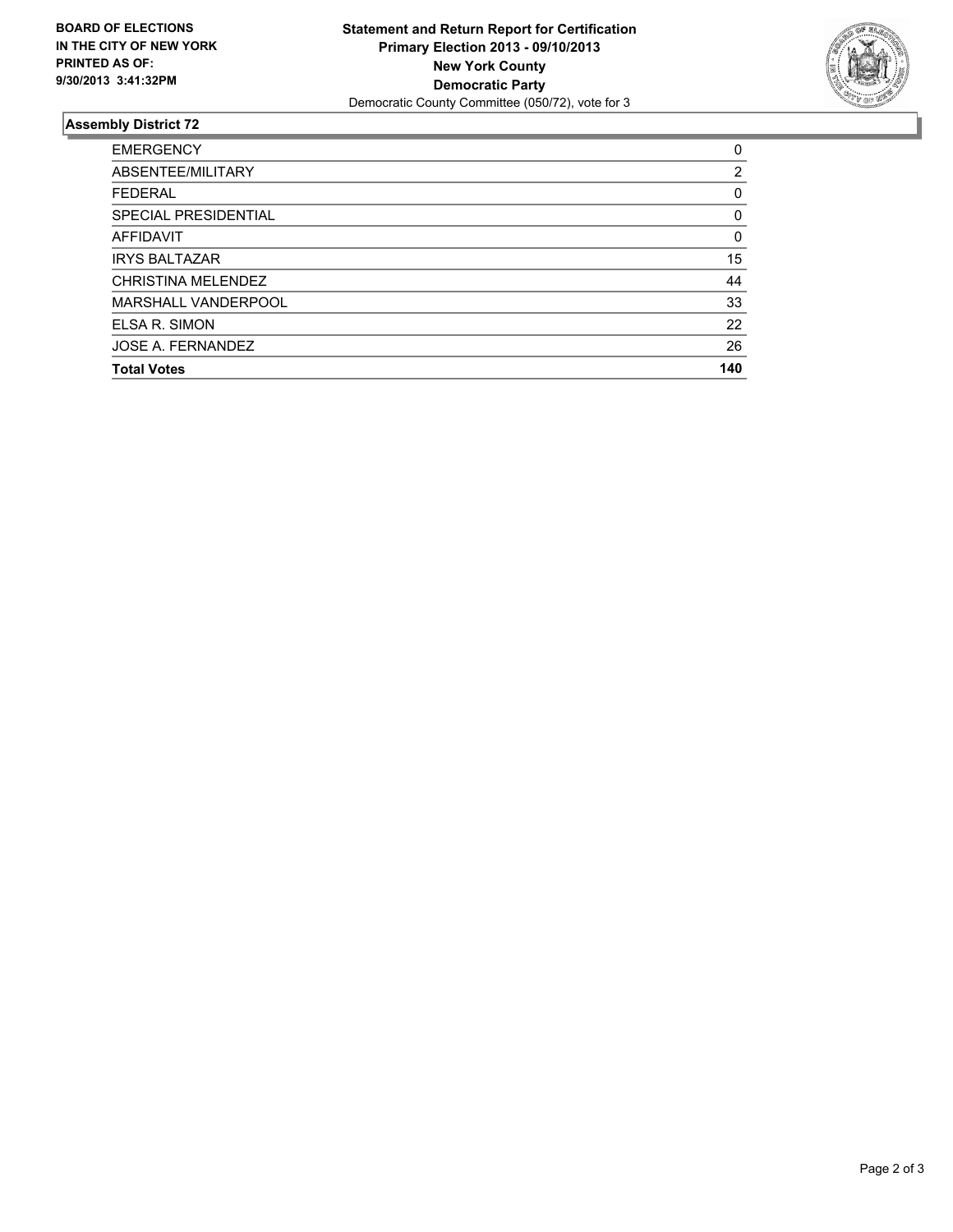**BOARD OF ELECTIONS IN THE CITY OF NEW YORK PRINTED AS OF: 9/30/2013 3:41:32PM**

**Statement and Return Report for Certification**
**Primary Election 2013 - 09/10/2013**
**New York County**
**Democratic Party**
Democratic County Committee (050/72), vote for 3

## Assembly District 72

| | |
|---|---|
| EMERGENCY | 0 |
| ABSENTEE/MILITARY | 2 |
| FEDERAL | 0 |
| SPECIAL PRESIDENTIAL | 0 |
| AFFIDAVIT | 0 |
| IRYS BALTAZAR | 15 |
| CHRISTINA MELENDEZ | 44 |
| MARSHALL VANDERPOOL | 33 |
| ELSA R. SIMON | 22 |
| JOSE A. FERNANDEZ | 26 |
| **Total Votes** | **140** |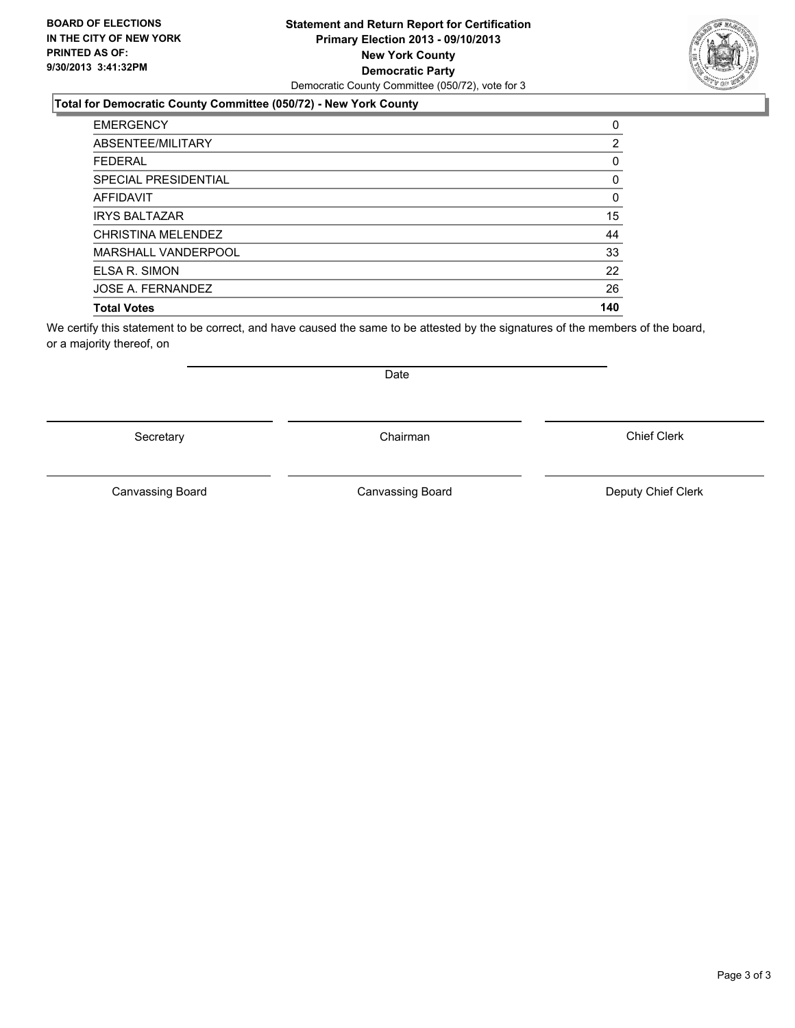**BOARD OF ELECTIONS IN THE CITY OF NEW YORK PRINTED AS OF: 9/30/2013 3:41:32PM**

**Statement and Return Report for Certification**
**Primary Election 2013 - 09/10/2013**
**New York County**
**Democratic Party**
Democratic County Committee (050/72), vote for 3

### Total for Democratic County Committee (050/72) - New York County

| | |
|---|---|
| EMERGENCY | 0 |
| ABSENTEE/MILITARY | 2 |
| FEDERAL | 0 |
| SPECIAL PRESIDENTIAL | 0 |
| AFFIDAVIT | 0 |
| IRYS BALTAZAR | 15 |
| CHRISTINA MELENDEZ | 44 |
| MARSHALL VANDERPOOL | 33 |
| ELSA R. SIMON | 22 |
| JOSE A. FERNANDEZ | 26 |
| **Total Votes** | **140** |

We certify this statement to be correct, and have caused the same to be attested by the signatures of the members of the board, or a majority thereof, on

Date

| | | |
|---|---|---|
| Secretary | Chairman | Chief Clerk |
| Canvassing Board | Canvassing Board | Deputy Chief Clerk |